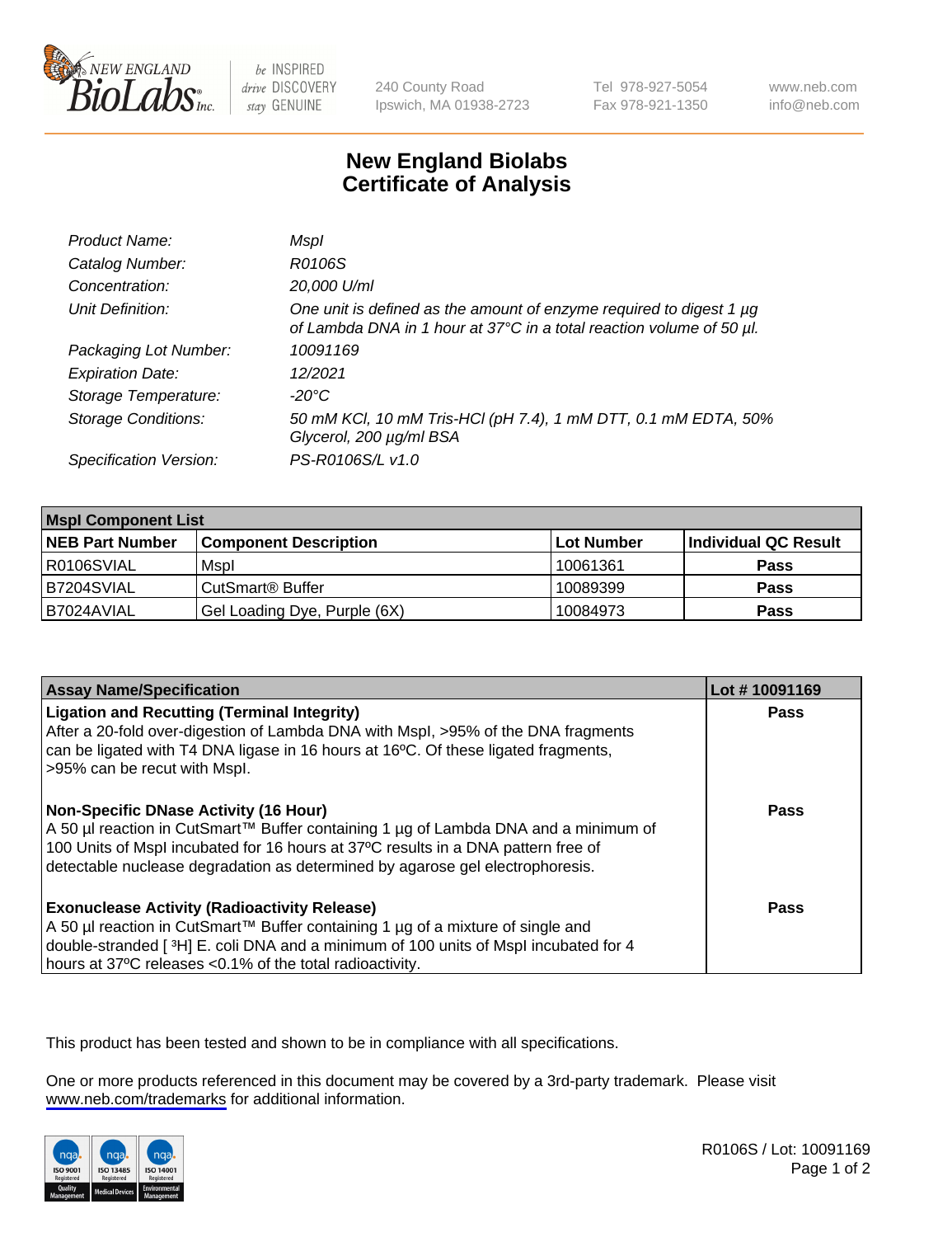# New England Biolabs Certificate of Analysis

| | |
|---|---|
| *Product Name:* | *MspI* |
| *Catalog Number:* | *R0106S* |
| *Concentration:* | *20,000 U/ml* |
| *Unit Definition:* | *One unit is defined as the amount of enzyme required to digest 1 µg of Lambda DNA in 1 hour at 37°C in a total reaction volume of 50 µl.* |
| *Packaging Lot Number:* | *10091169* |
| *Expiration Date:* | *12/2021* |
| *Storage Temperature:* | *-20°C* |
| *Storage Conditions:* | *50 mM KCl, 10 mM Tris-HCl (pH 7.4), 1 mM DTT, 0.1 mM EDTA, 50% Glycerol, 200 µg/ml BSA* |
| *Specification Version:* | *PS-R0106S/L v1.0* |

| MspI Component List | | | |
|---|---|---|---|
| **NEB Part Number** | **Component Description** | **Lot Number** | **Individual QC Result** |
| R0106SVIAL | MspI | 10061361 | **Pass** |
| B7204SVIAL | CutSmart® Buffer | 10089399 | **Pass** |
| B7024AVIAL | Gel Loading Dye, Purple (6X) | 10084973 | **Pass** |

| Assay Name/Specification | Lot # 10091169 |
|---|---|
| **Ligation and Recutting (Terminal Integrity)** After a 20-fold over-digestion of Lambda DNA with MspI, >95% of the DNA fragments can be ligated with T4 DNA ligase in 16 hours at 16ºC. Of these ligated fragments, >95% can be recut with MspI. | **Pass** |
| **Non-Specific DNase Activity (16 Hour)** A 50 µl reaction in CutSmart™ Buffer containing 1 µg of Lambda DNA and a minimum of 100 Units of MspI incubated for 16 hours at 37ºC results in a DNA pattern free of detectable nuclease degradation as determined by agarose gel electrophoresis. | **Pass** |
| **Exonuclease Activity (Radioactivity Release)** A 50 µl reaction in CutSmart™ Buffer containing 1 µg of a mixture of single and double-stranded [ $^3$H] E. coli DNA and a minimum of 100 units of MspI incubated for 4 hours at 37ºC releases <0.1% of the total radioactivity. | **Pass** |

This product has been tested and shown to be in compliance with all specifications.

One or more products referenced in this document may be covered by a 3rd-party trademark. Please visit www.neb.com/trademarks for additional information.

R0106S / Lot: 10091169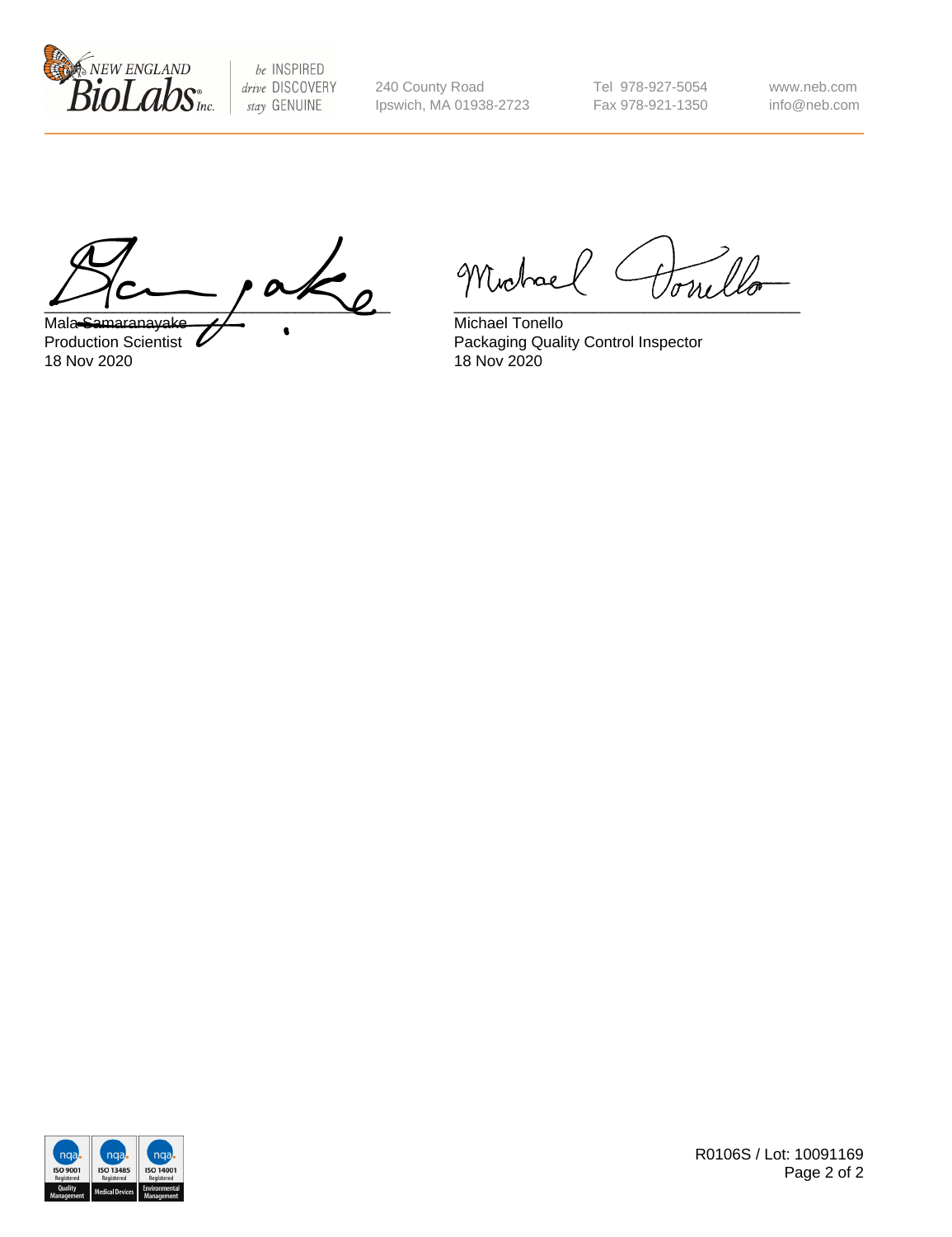Mala Samaranayake
Production Scientist
18 Nov 2020

Michael Tonello
Packaging Quality Control Inspector
18 Nov 2020

R0106S / Lot: 10091169